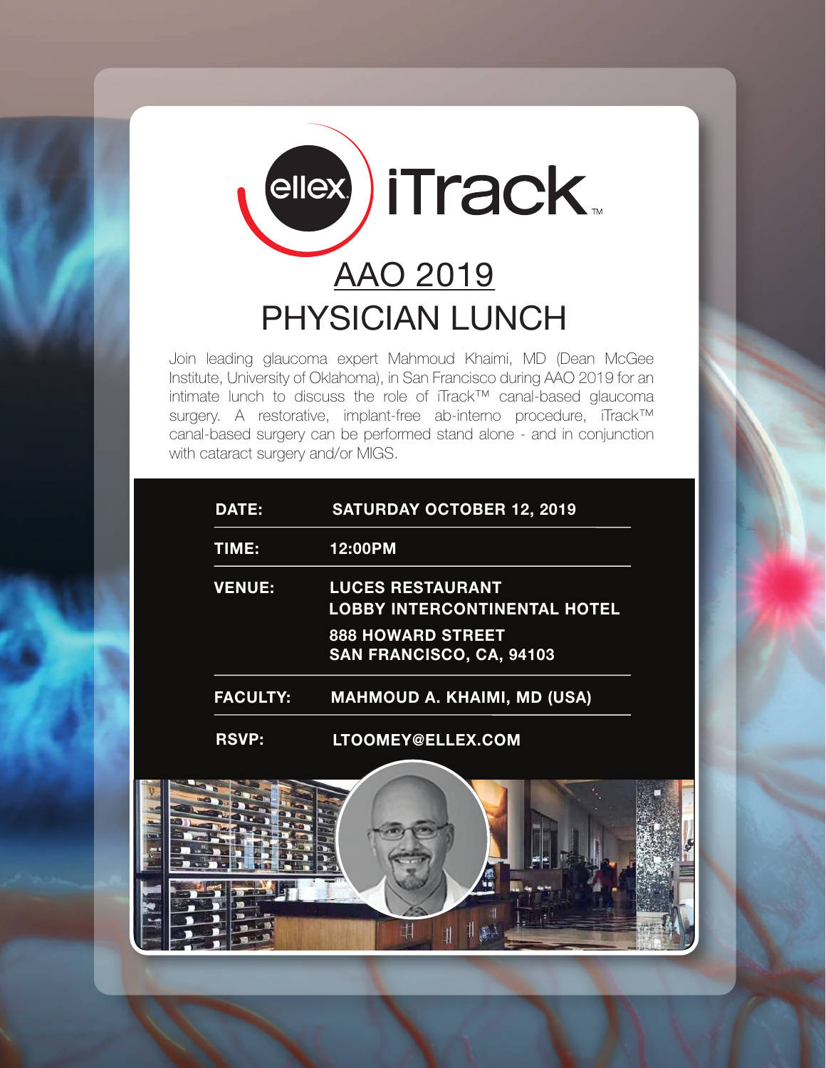# ellex iTrack™

## AAO 2019

## PHYSICIAN LUNCH

Join leading glaucoma expert Mahmoud Khaimi, MD (Dean McGee Institute, University of Oklahoma), in San Francisco during AAO 2019 for an intimate lunch to discuss the role of iTrack™ canal-based glaucoma surgery. A restorative, implant-free ab-interno procedure, iTrack™ canal-based surgery can be performed stand alone - and in conjunction with cataract surgery and/or MIGS.

| | |
|---|---|
| **DATE:** | **SATURDAY OCTOBER 12, 2019** |
| **TIME:** | **12:00PM** |
| **VENUE:** | **LUCES RESTAURANT**<br>**LOBBY INTERCONTINENTAL HOTEL**<br>**888 HOWARD STREET**<br>**SAN FRANCISCO, CA, 94103** |
| **FACULTY:** | **MAHMOUD A. KHAIMI, MD (USA)** |
| **RSVP:** | **LTOOMEY@ELLEX.COM** |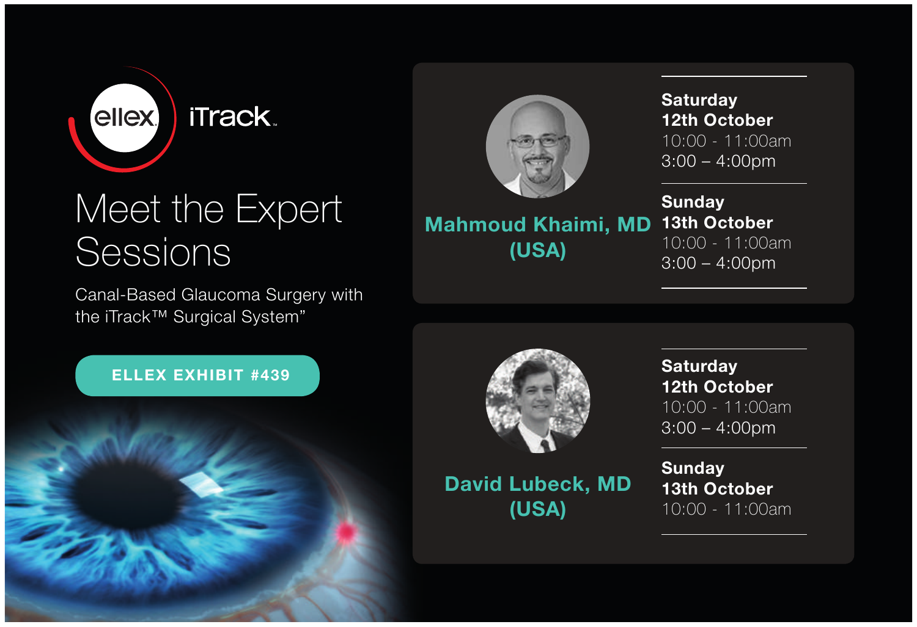ellex iTrack™

# Meet the Expert Sessions

Canal-Based Glaucoma Surgery with the iTrack™ Surgical System"

**ELLEX EXHIBIT #439**

## Mahmoud Khaimi, MD (USA)

**Saturday 12th October**
10:00 - 11:00am
3:00 – 4:00pm

**Sunday 13th October**
10:00 - 11:00am
3:00 – 4:00pm

## David Lubeck, MD (USA)

**Saturday 12th October**
10:00 - 11:00am
3:00 – 4:00pm

**Sunday 13th October**
10:00 - 11:00am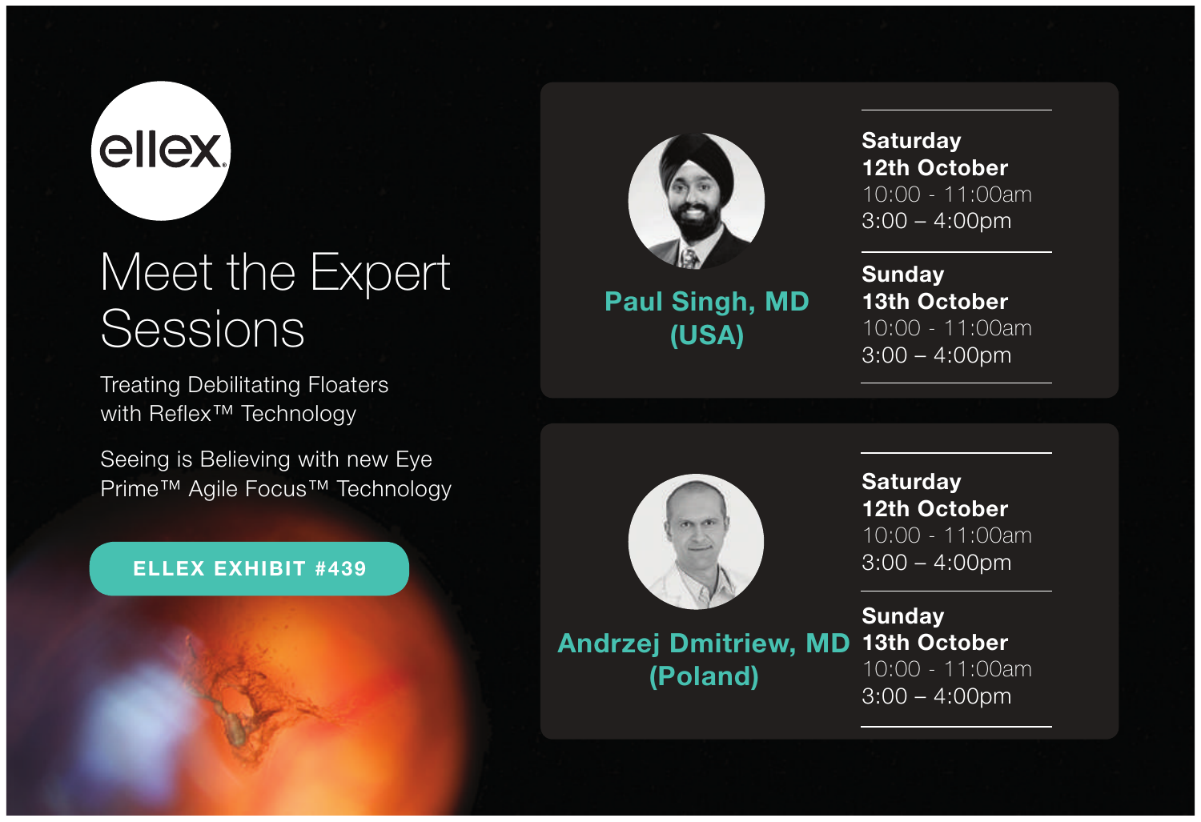ellex

# Meet the Expert Sessions

Treating Debilitating Floaters with Reflex™ Technology

Seeing is Believing with new Eye Prime™ Agile Focus™ Technology

**ELLEX EXHIBIT #439**

## Paul Singh, MD (USA)

**Saturday 12th October**
10:00 - 11:00am
3:00 – 4:00pm

**Sunday 13th October**
10:00 - 11:00am
3:00 – 4:00pm

## Andrzej Dmitriew, MD (Poland)

**Saturday 12th October**
10:00 - 11:00am
3:00 – 4:00pm

**Sunday 13th October**
10:00 - 11:00am
3:00 – 4:00pm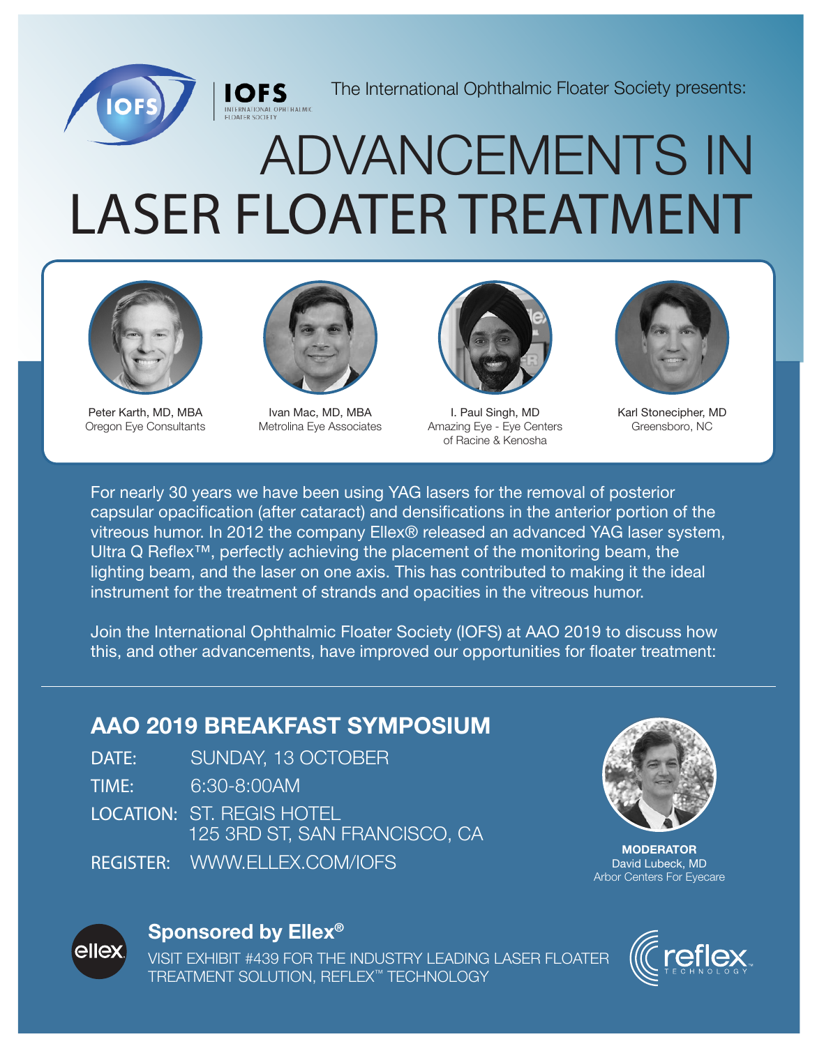IOFS

IOFS INTERNATIONAL OPHTHALMIC FLOATER SOCIETY

The International Ophthalmic Floater Society presents:

# ADVANCEMENTS IN LASER FLOATER TREATMENT

Peter Karth, MD, MBA
Oregon Eye Consultants

Ivan Mac, MD, MBA
Metrolina Eye Associates

I. Paul Singh, MD
Amazing Eye - Eye Centers of Racine & Kenosha

Karl Stonecipher, MD
Greensboro, NC

For nearly 30 years we have been using YAG lasers for the removal of posterior capsular opacification (after cataract) and densifications in the anterior portion of the vitreous humor. In 2012 the company Ellex® released an advanced YAG laser system, Ultra Q Reflex™, perfectly achieving the placement of the monitoring beam, the lighting beam, and the laser on one axis. This has contributed to making it the ideal instrument for the treatment of strands and opacities in the vitreous humor.

Join the International Ophthalmic Floater Society (IOFS) at AAO 2019 to discuss how this, and other advancements, have improved our opportunities for floater treatment:

---

## AAO 2019 BREAKFAST SYMPOSIUM

DATE: SUNDAY, 13 OCTOBER

TIME: 6:30-8:00AM

LOCATION: ST. REGIS HOTEL
125 3RD ST, SAN FRANCISCO, CA

REGISTER: WWW.ELLEX.COM/IOFS

**MODERATOR**
David Lubeck, MD
Arbor Centers For Eyecare

ellex

**Sponsored by Ellex®**

VISIT EXHIBIT #439 FOR THE INDUSTRY LEADING LASER FLOATER TREATMENT SOLUTION, REFLEX™ TECHNOLOGY

reflex TECHNOLOGY